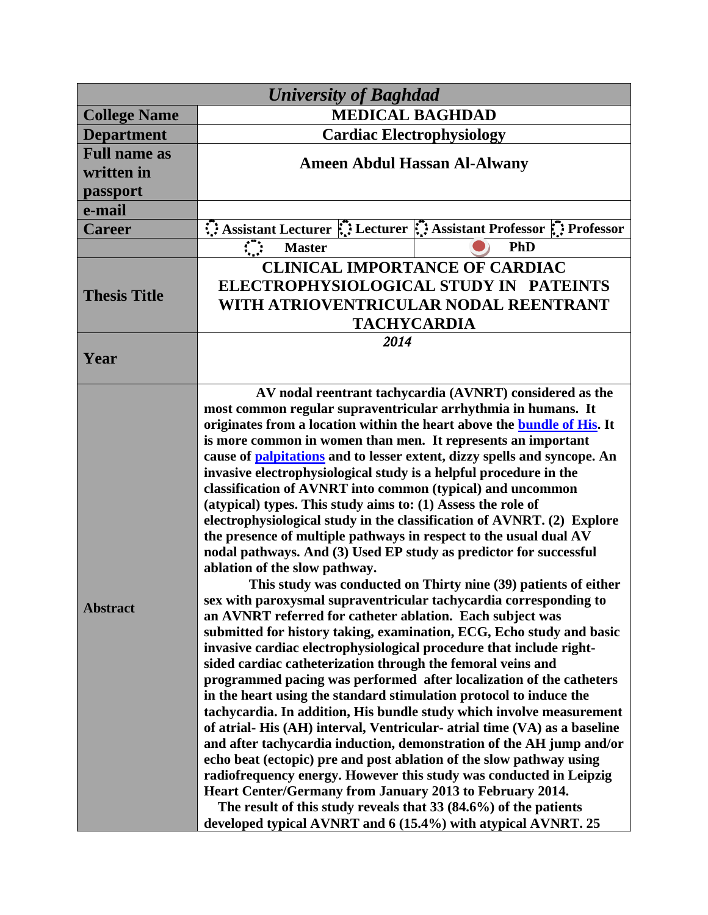| *University of Baghdad* | | | |
|---|---|---|---|
| **College Name** | **MEDICAL BAGHDAD** | | |
| **Department** | **Cardiac Electrophysiology** | | |
| **Full name as written in passport** | **Ameen Abdul Hassan Al-Alwany** | | |
| **e-mail** | | | |
| **Career** | ☐ **Assistant Lecturer** ☐ **Lecturer** | ☐ **Assistant Professor** ☐ **Professor** | |
| | ☐ **Master** | ● **PhD** | |
| **Thesis Title** | **CLINICAL IMPORTANCE OF CARDIAC ELECTROPHYSIOLOGICAL STUDY IN PATEINTS WITH ATRIOVENTRICULAR NODAL REENTRANT TACHYCARDIA** | | |
| **Year** | ***2014*** | | |
| **Abstract** | **AV nodal reentrant tachycardia (AVNRT) considered as the most common regular supraventricular arrhythmia in humans. It originates from a location within the heart above the bundle of His. It is more common in women than men. It represents an important cause of palpitations and to lesser extent, dizzy spells and syncope. An invasive electrophysiological study is a helpful procedure in the classification of AVNRT into common (typical) and uncommon (atypical) types. This study aims to: (1) Assess the role of electrophysiological study in the classification of AVNRT. (2) Explore the presence of multiple pathways in respect to the usual dual AV nodal pathways. And (3) Used EP study as predictor for successful ablation of the slow pathway.** <br> **This study was conducted on Thirty nine (39) patients of either sex with paroxysmal supraventricular tachycardia corresponding to an AVNRT referred for catheter ablation. Each subject was submitted for history taking, examination, ECG, Echo study and basic invasive cardiac electrophysiological procedure that include right-sided cardiac catheterization through the femoral veins and programmed pacing was performed after localization of the catheters in the heart using the standard stimulation protocol to induce the tachycardia. In addition, His bundle study which involve measurement of atrial- His (AH) interval, Ventricular- atrial time (VA) as a baseline and after tachycardia induction, demonstration of the AH jump and/or echo beat (ectopic) pre and post ablation of the slow pathway using radiofrequency energy. However this study was conducted in Leipzig Heart Center/Germany from January 2013 to February 2014.** <br> **The result of this study reveals that 33 (84.6%) of the patients developed typical AVNRT and 6 (15.4%) with atypical AVNRT. 25** | | |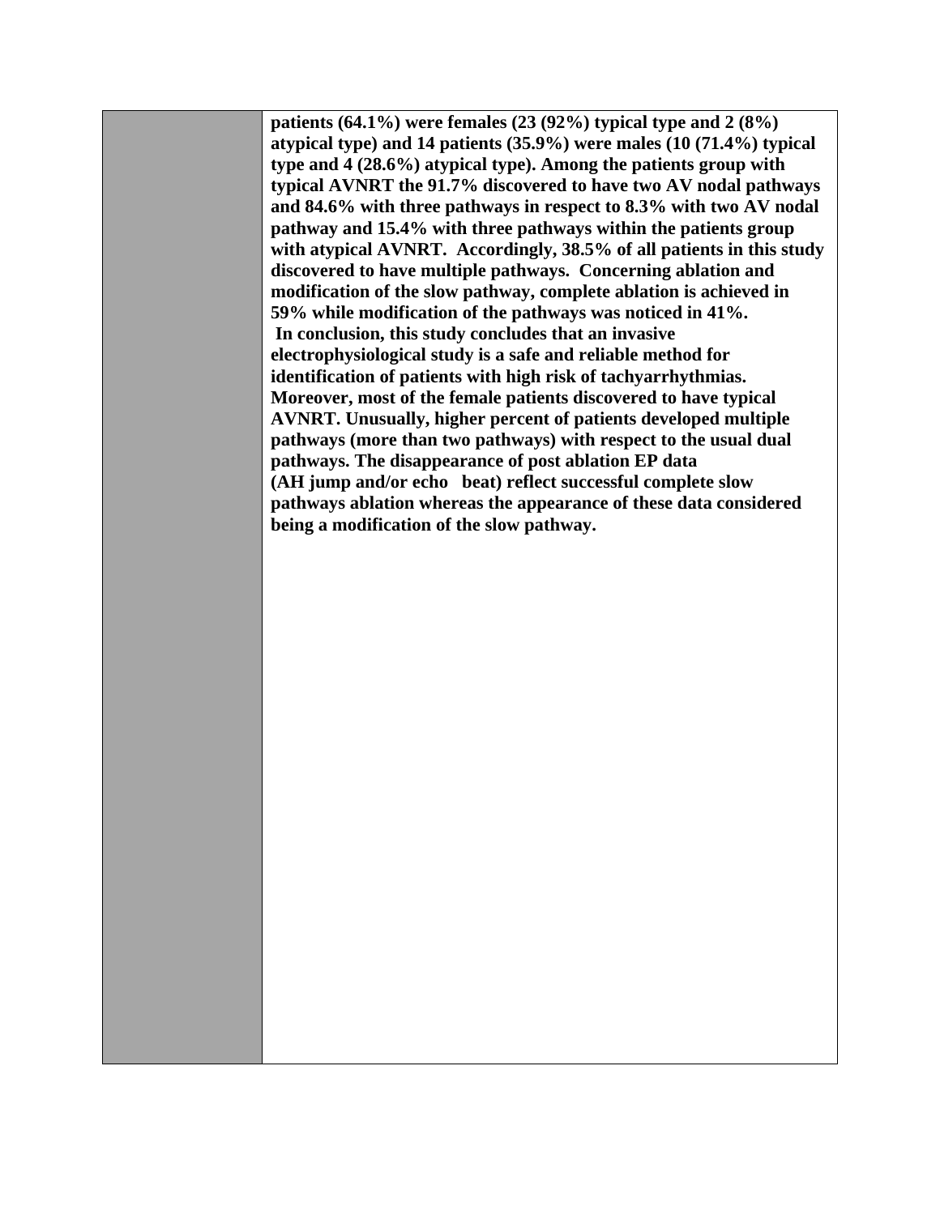**patients (64.1%) were females (23 (92%) typical type and 2 (8%) atypical type) and 14 patients (35.9%) were males (10 (71.4%) typical type and 4 (28.6%) atypical type). Among the patients group with typical AVNRT the 91.7% discovered to have two AV nodal pathways and 84.6% with three pathways in respect to 8.3% with two AV nodal pathway and 15.4% with three pathways within the patients group with atypical AVNRT. Accordingly, 38.5% of all patients in this study discovered to have multiple pathways. Concerning ablation and modification of the slow pathway, complete ablation is achieved in 59% while modification of the pathways was noticed in 41%.**

**In conclusion, this study concludes that an invasive electrophysiological study is a safe and reliable method for identification of patients with high risk of tachyarrhythmias. Moreover, most of the female patients discovered to have typical AVNRT. Unusually, higher percent of patients developed multiple pathways (more than two pathways) with respect to the usual dual pathways. The disappearance of post ablation EP data (AH jump and/or echo beat) reflect successful complete slow pathways ablation whereas the appearance of these data considered being a modification of the slow pathway.**